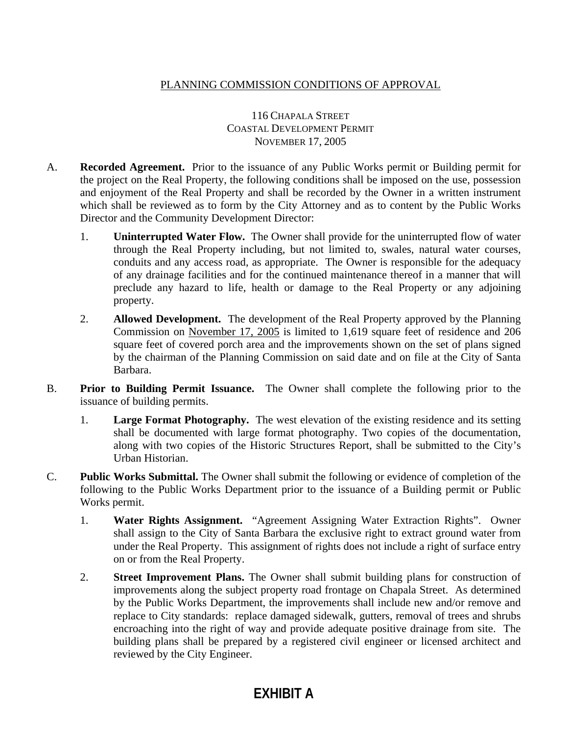# PLANNING COMMISSION CONDITIONS OF APPROVAL

116 CHAPALA STREET
COASTAL DEVELOPMENT PERMIT
NOVEMBER 17, 2005

A. **Recorded Agreement.** Prior to the issuance of any Public Works permit or Building permit for the project on the Real Property, the following conditions shall be imposed on the use, possession and enjoyment of the Real Property and shall be recorded by the Owner in a written instrument which shall be reviewed as to form by the City Attorney and as to content by the Public Works Director and the Community Development Director:

   1. **Uninterrupted Water Flow.** The Owner shall provide for the uninterrupted flow of water through the Real Property including, but not limited to, swales, natural water courses, conduits and any access road, as appropriate. The Owner is responsible for the adequacy of any drainage facilities and for the continued maintenance thereof in a manner that will preclude any hazard to life, health or damage to the Real Property or any adjoining property.

   2. **Allowed Development.** The development of the Real Property approved by the Planning Commission on November 17, 2005 is limited to 1,619 square feet of residence and 206 square feet of covered porch area and the improvements shown on the set of plans signed by the chairman of the Planning Commission on said date and on file at the City of Santa Barbara.

B. **Prior to Building Permit Issuance.** The Owner shall complete the following prior to the issuance of building permits.

   1. **Large Format Photography.** The west elevation of the existing residence and its setting shall be documented with large format photography. Two copies of the documentation, along with two copies of the Historic Structures Report, shall be submitted to the City's Urban Historian.

C. **Public Works Submittal.** The Owner shall submit the following or evidence of completion of the following to the Public Works Department prior to the issuance of a Building permit or Public Works permit.

   1. **Water Rights Assignment.** "Agreement Assigning Water Extraction Rights". Owner shall assign to the City of Santa Barbara the exclusive right to extract ground water from under the Real Property. This assignment of rights does not include a right of surface entry on or from the Real Property.

   2. **Street Improvement Plans.** The Owner shall submit building plans for construction of improvements along the subject property road frontage on Chapala Street. As determined by the Public Works Department, the improvements shall include new and/or remove and replace to City standards: replace damaged sidewalk, gutters, removal of trees and shrubs encroaching into the right of way and provide adequate positive drainage from site. The building plans shall be prepared by a registered civil engineer or licensed architect and reviewed by the City Engineer.

**EXHIBIT A**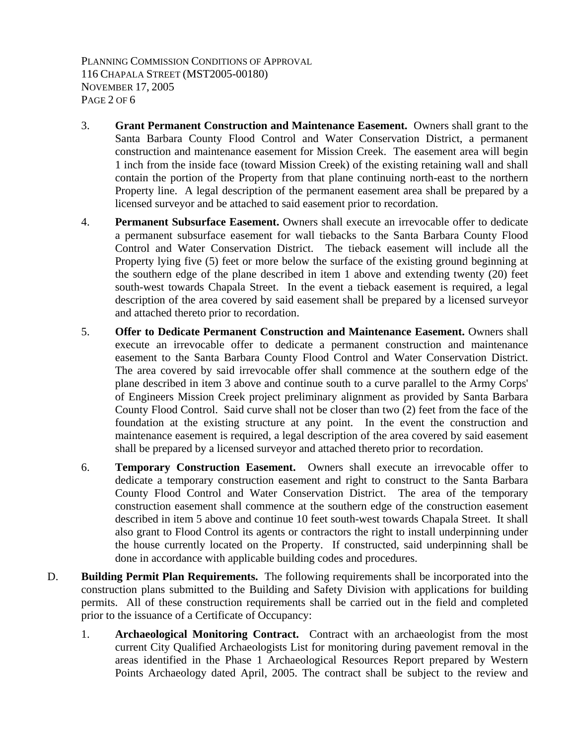3. **Grant Permanent Construction and Maintenance Easement.** Owners shall grant to the Santa Barbara County Flood Control and Water Conservation District, a permanent construction and maintenance easement for Mission Creek. The easement area will begin 1 inch from the inside face (toward Mission Creek) of the existing retaining wall and shall contain the portion of the Property from that plane continuing north-east to the northern Property line. A legal description of the permanent easement area shall be prepared by a licensed surveyor and be attached to said easement prior to recordation.

4. **Permanent Subsurface Easement.** Owners shall execute an irrevocable offer to dedicate a permanent subsurface easement for wall tiebacks to the Santa Barbara County Flood Control and Water Conservation District. The tieback easement will include all the Property lying five (5) feet or more below the surface of the existing ground beginning at the southern edge of the plane described in item 1 above and extending twenty (20) feet south-west towards Chapala Street. In the event a tieback easement is required, a legal description of the area covered by said easement shall be prepared by a licensed surveyor and attached thereto prior to recordation.

5. **Offer to Dedicate Permanent Construction and Maintenance Easement.** Owners shall execute an irrevocable offer to dedicate a permanent construction and maintenance easement to the Santa Barbara County Flood Control and Water Conservation District. The area covered by said irrevocable offer shall commence at the southern edge of the plane described in item 3 above and continue south to a curve parallel to the Army Corps' of Engineers Mission Creek project preliminary alignment as provided by Santa Barbara County Flood Control. Said curve shall not be closer than two (2) feet from the face of the foundation at the existing structure at any point. In the event the construction and maintenance easement is required, a legal description of the area covered by said easement shall be prepared by a licensed surveyor and attached thereto prior to recordation.

6. **Temporary Construction Easement.** Owners shall execute an irrevocable offer to dedicate a temporary construction easement and right to construct to the Santa Barbara County Flood Control and Water Conservation District. The area of the temporary construction easement shall commence at the southern edge of the construction easement described in item 5 above and continue 10 feet south-west towards Chapala Street. It shall also grant to Flood Control its agents or contractors the right to install underpinning under the house currently located on the Property. If constructed, said underpinning shall be done in accordance with applicable building codes and procedures.

D. **Building Permit Plan Requirements.** The following requirements shall be incorporated into the construction plans submitted to the Building and Safety Division with applications for building permits. All of these construction requirements shall be carried out in the field and completed prior to the issuance of a Certificate of Occupancy:

1. **Archaeological Monitoring Contract.** Contract with an archaeologist from the most current City Qualified Archaeologists List for monitoring during pavement removal in the areas identified in the Phase 1 Archaeological Resources Report prepared by Western Points Archaeology dated April, 2005. The contract shall be subject to the review and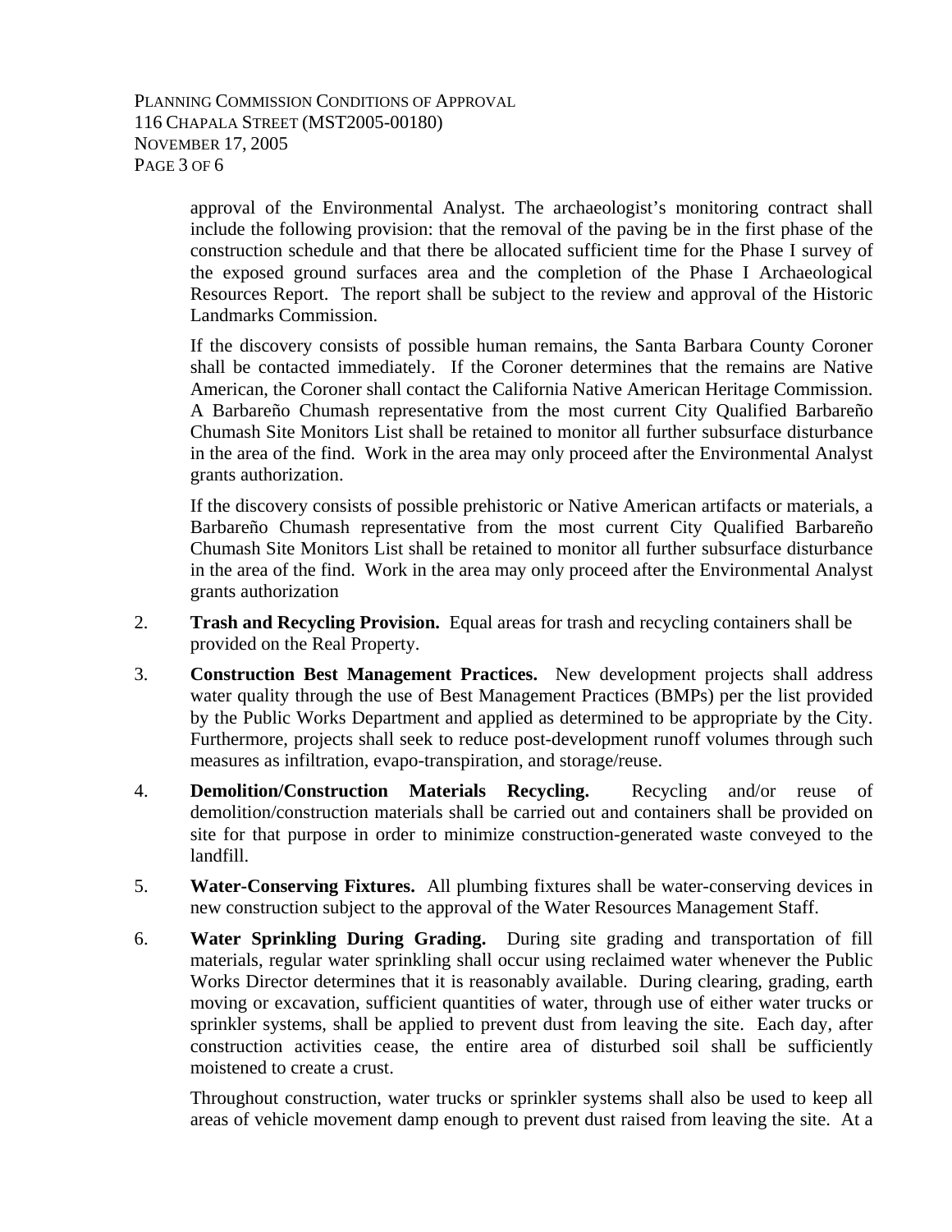approval of the Environmental Analyst. The archaeologist's monitoring contract shall include the following provision: that the removal of the paving be in the first phase of the construction schedule and that there be allocated sufficient time for the Phase I survey of the exposed ground surfaces area and the completion of the Phase I Archaeological Resources Report. The report shall be subject to the review and approval of the Historic Landmarks Commission.

If the discovery consists of possible human remains, the Santa Barbara County Coroner shall be contacted immediately. If the Coroner determines that the remains are Native American, the Coroner shall contact the California Native American Heritage Commission. A Barbareño Chumash representative from the most current City Qualified Barbareño Chumash Site Monitors List shall be retained to monitor all further subsurface disturbance in the area of the find. Work in the area may only proceed after the Environmental Analyst grants authorization.

If the discovery consists of possible prehistoric or Native American artifacts or materials, a Barbareño Chumash representative from the most current City Qualified Barbareño Chumash Site Monitors List shall be retained to monitor all further subsurface disturbance in the area of the find. Work in the area may only proceed after the Environmental Analyst grants authorization

2. **Trash and Recycling Provision.** Equal areas for trash and recycling containers shall be provided on the Real Property.

3. **Construction Best Management Practices.** New development projects shall address water quality through the use of Best Management Practices (BMPs) per the list provided by the Public Works Department and applied as determined to be appropriate by the City. Furthermore, projects shall seek to reduce post-development runoff volumes through such measures as infiltration, evapo-transpiration, and storage/reuse.

4. **Demolition/Construction Materials Recycling.** Recycling and/or reuse of demolition/construction materials shall be carried out and containers shall be provided on site for that purpose in order to minimize construction-generated waste conveyed to the landfill.

5. **Water-Conserving Fixtures.** All plumbing fixtures shall be water-conserving devices in new construction subject to the approval of the Water Resources Management Staff.

6. **Water Sprinkling During Grading.** During site grading and transportation of fill materials, regular water sprinkling shall occur using reclaimed water whenever the Public Works Director determines that it is reasonably available. During clearing, grading, earth moving or excavation, sufficient quantities of water, through use of either water trucks or sprinkler systems, shall be applied to prevent dust from leaving the site. Each day, after construction activities cease, the entire area of disturbed soil shall be sufficiently moistened to create a crust.

   Throughout construction, water trucks or sprinkler systems shall also be used to keep all areas of vehicle movement damp enough to prevent dust raised from leaving the site. At a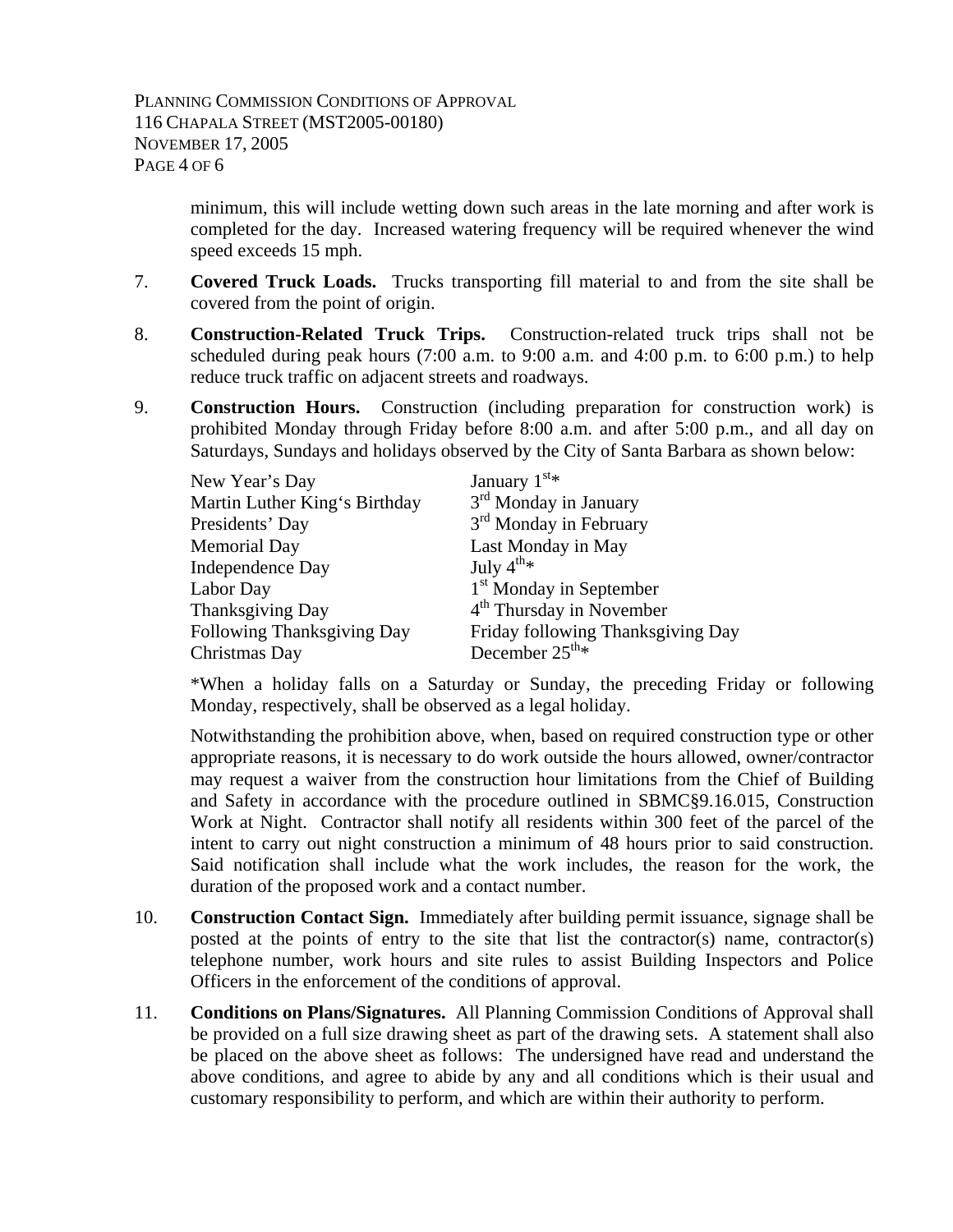minimum, this will include wetting down such areas in the late morning and after work is completed for the day. Increased watering frequency will be required whenever the wind speed exceeds 15 mph.

7. **Covered Truck Loads.** Trucks transporting fill material to and from the site shall be covered from the point of origin.

8. **Construction-Related Truck Trips.** Construction-related truck trips shall not be scheduled during peak hours (7:00 a.m. to 9:00 a.m. and 4:00 p.m. to 6:00 p.m.) to help reduce truck traffic on adjacent streets and roadways.

9. **Construction Hours.** Construction (including preparation for construction work) is prohibited Monday through Friday before 8:00 a.m. and after 5:00 p.m., and all day on Saturdays, Sundays and holidays observed by the City of Santa Barbara as shown below:

| | |
|---|---|
| New Year's Day | January 1st* |
| Martin Luther King's Birthday | 3rd Monday in January |
| Presidents' Day | 3rd Monday in February |
| Memorial Day | Last Monday in May |
| Independence Day | July 4th* |
| Labor Day | 1st Monday in September |
| Thanksgiving Day | 4th Thursday in November |
| Following Thanksgiving Day | Friday following Thanksgiving Day |
| Christmas Day | December 25th* |

*When a holiday falls on a Saturday or Sunday, the preceding Friday or following Monday, respectively, shall be observed as a legal holiday.

Notwithstanding the prohibition above, when, based on required construction type or other appropriate reasons, it is necessary to do work outside the hours allowed, owner/contractor may request a waiver from the construction hour limitations from the Chief of Building and Safety in accordance with the procedure outlined in SBMC§9.16.015, Construction Work at Night. Contractor shall notify all residents within 300 feet of the parcel of the intent to carry out night construction a minimum of 48 hours prior to said construction. Said notification shall include what the work includes, the reason for the work, the duration of the proposed work and a contact number.

10. **Construction Contact Sign.** Immediately after building permit issuance, signage shall be posted at the points of entry to the site that list the contractor(s) name, contractor(s) telephone number, work hours and site rules to assist Building Inspectors and Police Officers in the enforcement of the conditions of approval.

11. **Conditions on Plans/Signatures.** All Planning Commission Conditions of Approval shall be provided on a full size drawing sheet as part of the drawing sets. A statement shall also be placed on the above sheet as follows: The undersigned have read and understand the above conditions, and agree to abide by any and all conditions which is their usual and customary responsibility to perform, and which are within their authority to perform.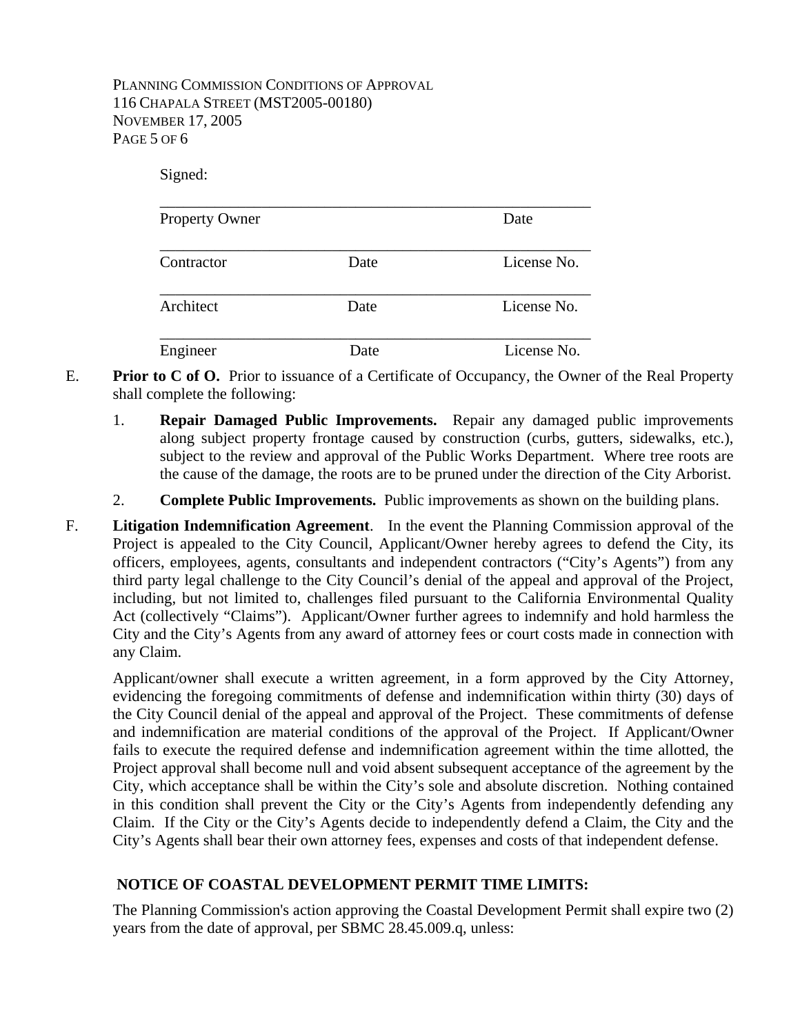Signed:

_______________________________________________________
Property Owner                                                                  Date

_______________________________________________________
Contractor                        Date                         License No.

_______________________________________________________
Architect                          Date                         License No.

_______________________________________________________
Engineer                           Date                         License No.

E. **Prior to C of O.** Prior to issuance of a Certificate of Occupancy, the Owner of the Real Property shall complete the following:

1. **Repair Damaged Public Improvements.** Repair any damaged public improvements along subject property frontage caused by construction (curbs, gutters, sidewalks, etc.), subject to the review and approval of the Public Works Department. Where tree roots are the cause of the damage, the roots are to be pruned under the direction of the City Arborist.

2. **Complete Public Improvements.** Public improvements as shown on the building plans.

F. **Litigation Indemnification Agreement**. In the event the Planning Commission approval of the Project is appealed to the City Council, Applicant/Owner hereby agrees to defend the City, its officers, employees, agents, consultants and independent contractors ("City's Agents") from any third party legal challenge to the City Council's denial of the appeal and approval of the Project, including, but not limited to, challenges filed pursuant to the California Environmental Quality Act (collectively "Claims"). Applicant/Owner further agrees to indemnify and hold harmless the City and the City's Agents from any award of attorney fees or court costs made in connection with any Claim.

Applicant/owner shall execute a written agreement, in a form approved by the City Attorney, evidencing the foregoing commitments of defense and indemnification within thirty (30) days of the City Council denial of the appeal and approval of the Project. These commitments of defense and indemnification are material conditions of the approval of the Project. If Applicant/Owner fails to execute the required defense and indemnification agreement within the time allotted, the Project approval shall become null and void absent subsequent acceptance of the agreement by the City, which acceptance shall be within the City's sole and absolute discretion. Nothing contained in this condition shall prevent the City or the City's Agents from independently defending any Claim. If the City or the City's Agents decide to independently defend a Claim, the City and the City's Agents shall bear their own attorney fees, expenses and costs of that independent defense.

**NOTICE OF COASTAL DEVELOPMENT PERMIT TIME LIMITS:**

The Planning Commission's action approving the Coastal Development Permit shall expire two (2) years from the date of approval, per SBMC 28.45.009.q, unless: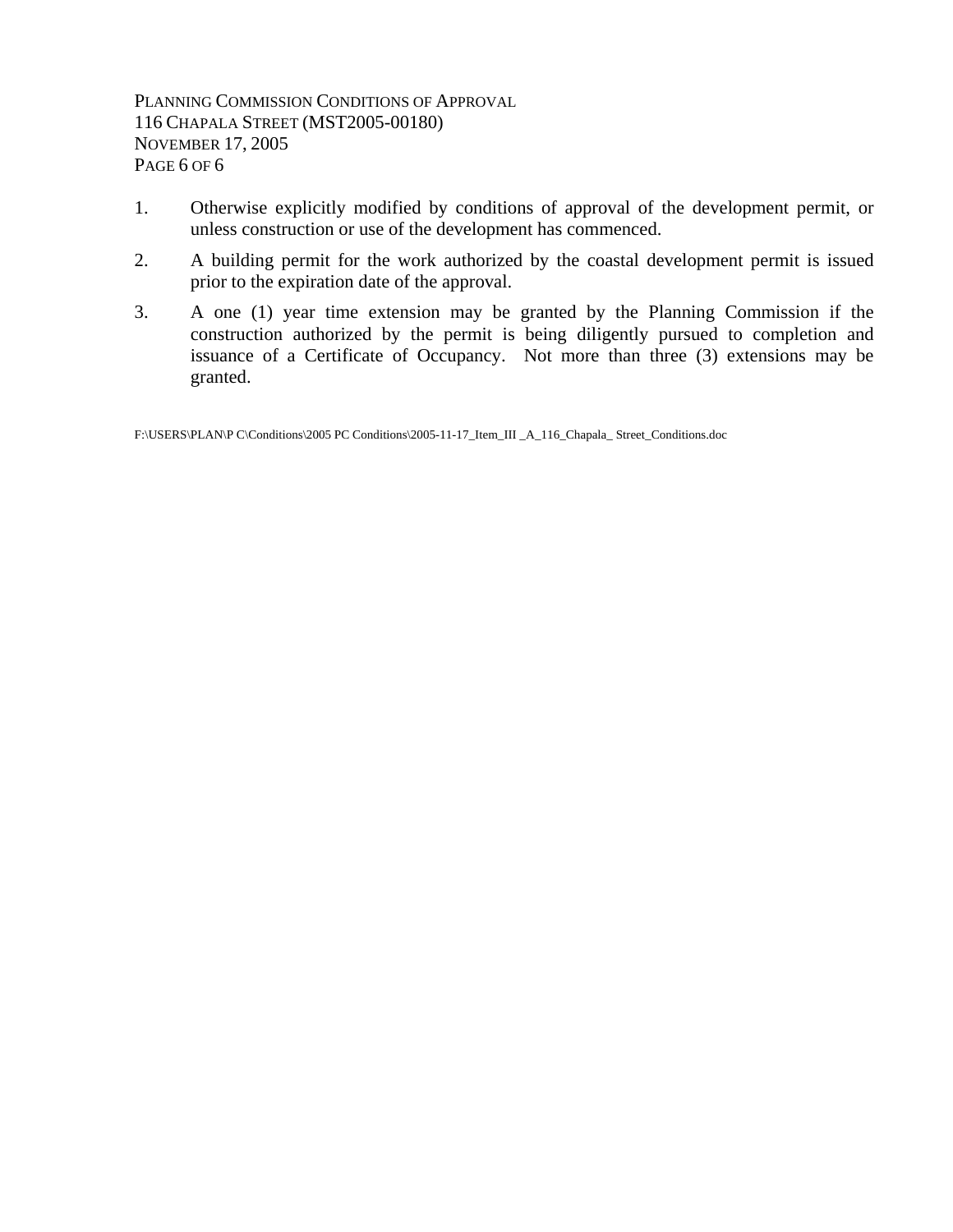1. Otherwise explicitly modified by conditions of approval of the development permit, or unless construction or use of the development has commenced.
2. A building permit for the work authorized by the coastal development permit is issued prior to the expiration date of the approval.
3. A one (1) year time extension may be granted by the Planning Commission if the construction authorized by the permit is being diligently pursued to completion and issuance of a Certificate of Occupancy. Not more than three (3) extensions may be granted.

F:\USERS\PLAN\P C\Conditions\2005 PC Conditions\2005-11-17_Item_III _A_116_Chapala_ Street_Conditions.doc